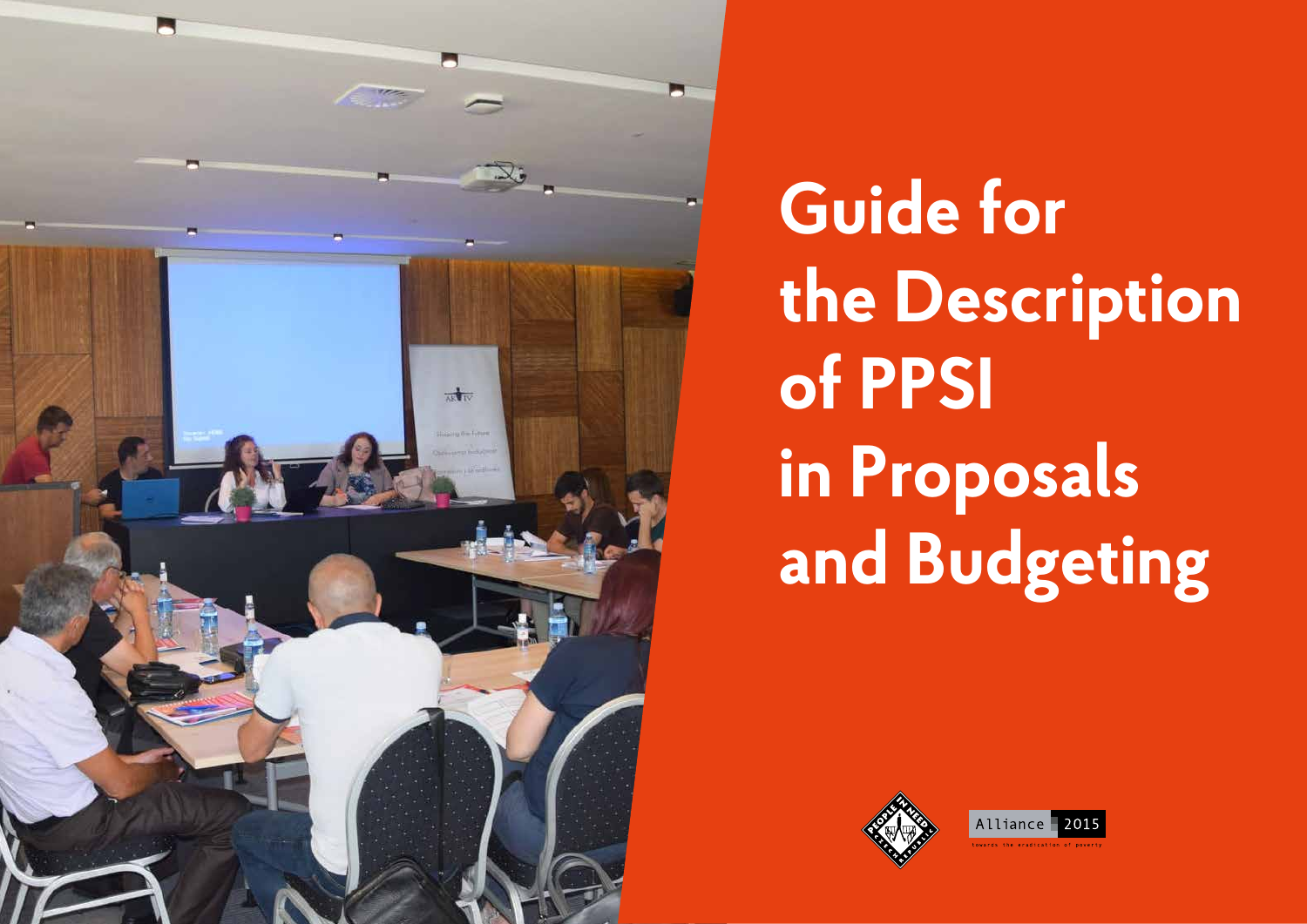# Guide for the Description of PPSI in Proposals and Budgeting

People in Need

Alliance 2015

towards the eradication of poverty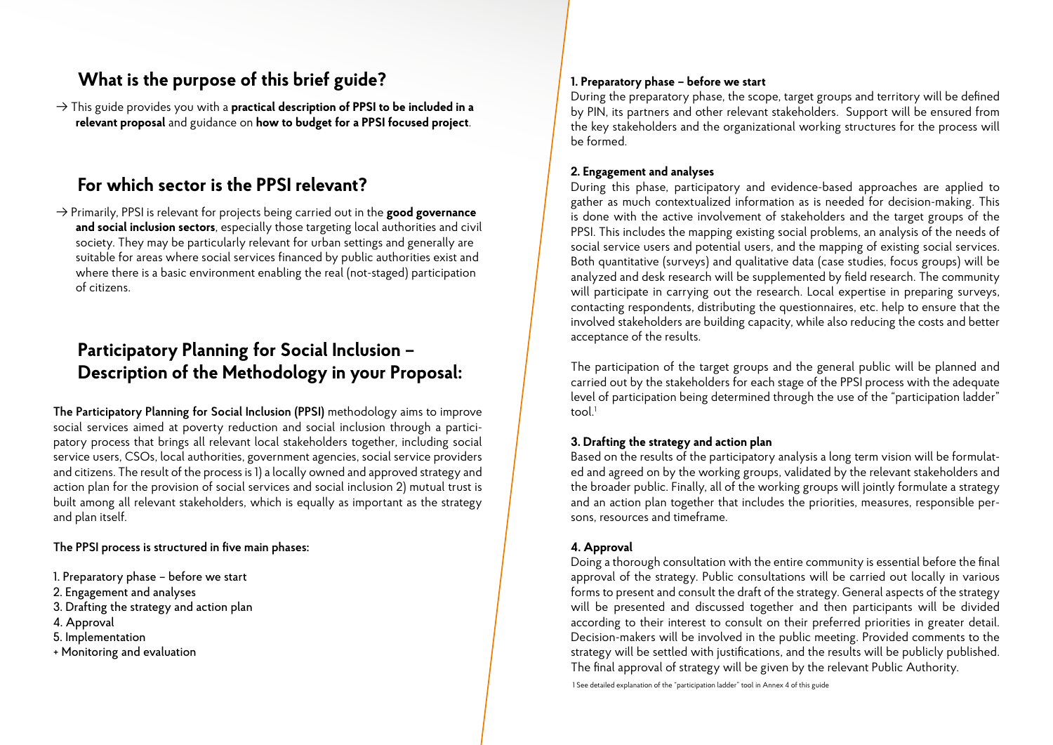## What is the purpose of this brief guide?

→ This guide provides you with a **practical description of PPSI to be included in a relevant proposal** and guidance on **how to budget for a PPSI focused project**.

## For which sector is the PPSI relevant?

→ Primarily, PPSI is relevant for projects being carried out in the **good governance and social inclusion sectors**, especially those targeting local authorities and civil society. They may be particularly relevant for urban settings and generally are suitable for areas where social services financed by public authorities exist and where there is a basic environment enabling the real (not-staged) participation of citizens.

## Participatory Planning for Social Inclusion – Description of the Methodology in your Proposal:

**The Participatory Planning for Social Inclusion (PPSI)** methodology aims to improve social services aimed at poverty reduction and social inclusion through a participatory process that brings all relevant local stakeholders together, including social service users, CSOs, local authorities, government agencies, social service providers and citizens. The result of the process is 1) a locally owned and approved strategy and action plan for the provision of social services and social inclusion 2) mutual trust is built among all relevant stakeholders, which is equally as important as the strategy and plan itself.

**The PPSI process is structured in five main phases:**

1. Preparatory phase – before we start
2. Engagement and analyses
3. Drafting the strategy and action plan
4. Approval
5. Implementation

+ Monitoring and evaluation

**1. Preparatory phase – before we start**

During the preparatory phase, the scope, target groups and territory will be defined by PIN, its partners and other relevant stakeholders. Support will be ensured from the key stakeholders and the organizational working structures for the process will be formed.

**2. Engagement and analyses**

During this phase, participatory and evidence-based approaches are applied to gather as much contextualized information as is needed for decision-making. This is done with the active involvement of stakeholders and the target groups of the PPSI. This includes the mapping existing social problems, an analysis of the needs of social service users and potential users, and the mapping of existing social services. Both quantitative (surveys) and qualitative data (case studies, focus groups) will be analyzed and desk research will be supplemented by field research. The community will participate in carrying out the research. Local expertise in preparing surveys, contacting respondents, distributing the questionnaires, etc. help to ensure that the involved stakeholders are building capacity, while also reducing the costs and better acceptance of the results.

The participation of the target groups and the general public will be planned and carried out by the stakeholders for each stage of the PPSI process with the adequate level of participation being determined through the use of the "participation ladder" tool.[1]

**3. Drafting the strategy and action plan**

Based on the results of the participatory analysis a long term vision will be formulated and agreed on by the working groups, validated by the relevant stakeholders and the broader public. Finally, all of the working groups will jointly formulate a strategy and an action plan together that includes the priorities, measures, responsible persons, resources and timeframe.

**4. Approval**

Doing a thorough consultation with the entire community is essential before the final approval of the strategy. Public consultations will be carried out locally in various forms to present and consult the draft of the strategy. General aspects of the strategy will be presented and discussed together and then participants will be divided according to their interest to consult on their preferred priorities in greater detail. Decision-makers will be involved in the public meeting. Provided comments to the strategy will be settled with justifications, and the results will be publicly published. The final approval of strategy will be given by the relevant Public Authority.

[1] See detailed explanation of the "participation ladder" tool in Annex 4 of this guide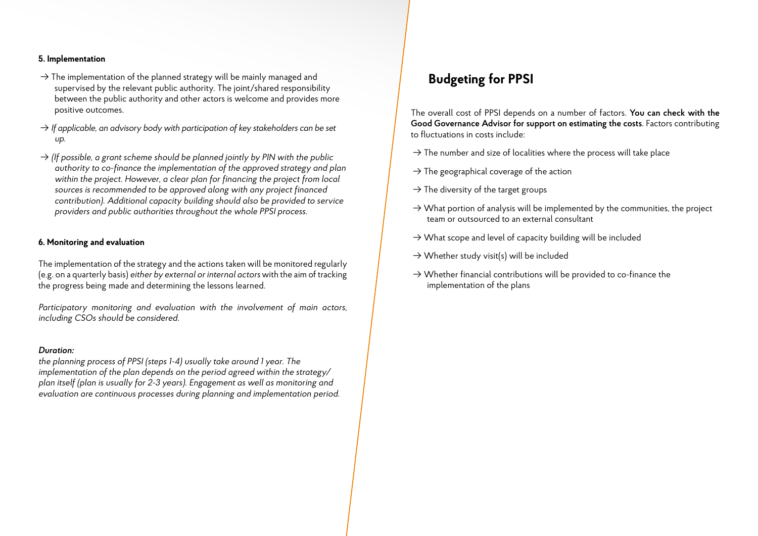**5. Implementation**

→ The implementation of the planned strategy will be mainly managed and supervised by the relevant public authority. The joint/shared responsibility between the public authority and other actors is welcome and provides more positive outcomes.

→ *If applicable, an advisory body with participation of key stakeholders can be set up.*

→ *(If possible, a grant scheme should be planned jointly by PIN with the public authority to co-finance the implementation of the approved strategy and plan within the project. However, a clear plan for financing the project from local sources is recommended to be approved along with any project financed contribution). Additional capacity building should also be provided to service providers and public authorities throughout the whole PPSI process.*

**6. Monitoring and evaluation**

The implementation of the strategy and the actions taken will be monitored regularly (e.g. on a quarterly basis) *either by external or internal actors* with the aim of tracking the progress being made and determining the lessons learned.

*Participatory monitoring and evaluation with the involvement of main actors, including CSOs should be considered.*

***Duration:***
*the planning process of PPSI (steps 1-4) usually take around 1 year. The implementation of the plan depends on the period agreed within the strategy/ plan itself (plan is usually for 2-3 years). Engagement as well as monitoring and evaluation are continuous processes during planning and implementation period.*

## Budgeting for PPSI

The overall cost of PPSI depends on a number of factors. **You can check with the Good Governance Advisor for support on estimating the costs**. Factors contributing to fluctuations in costs include:

→ The number and size of localities where the process will take place

→ The geographical coverage of the action

→ The diversity of the target groups

→ What portion of analysis will be implemented by the communities, the project team or outsourced to an external consultant

→ What scope and level of capacity building will be included

→ Whether study visit(s) will be included

→ Whether financial contributions will be provided to co-finance the implementation of the plans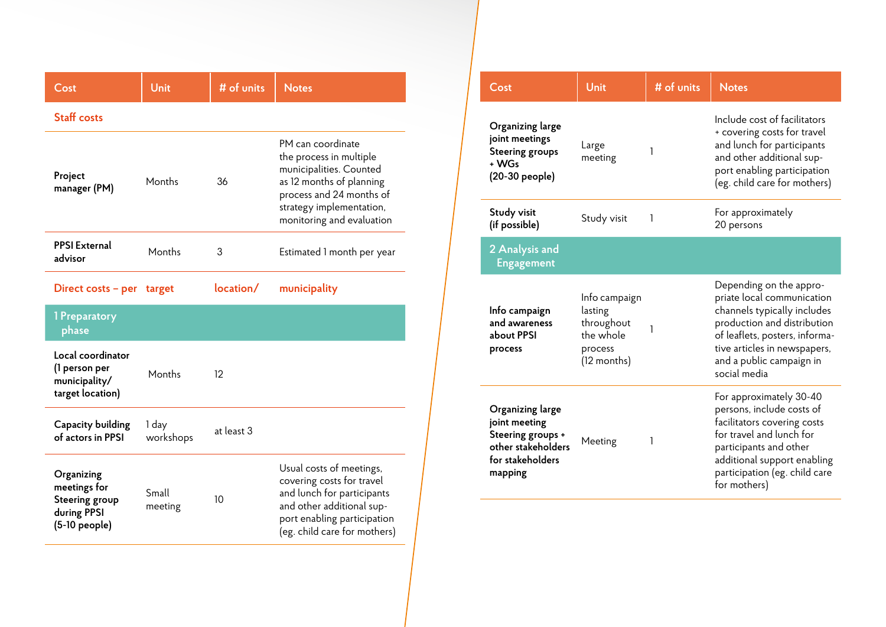| Cost | Unit | # of units | Notes |
|---|---|---|---|
| **Staff costs** | | | |
| **Project manager (PM)** | Months | 36 | PM can coordinate the process in multiple municipalities. Counted as 12 months of planning process and 24 months of strategy implementation, monitoring and evaluation |
| **PPSI External advisor** | Months | 3 | Estimated 1 month per year |
| **Direct costs – per** | **target** | **location/** | **municipality** |
| **1 Preparatory phase** | | | |
| **Local coordinator (1 person per municipality/ target location)** | Months | 12 | |
| **Capacity building of actors in PPSI** | 1 day workshops | at least 3 | |
| **Organizing meetings for Steering group during PPSI (5-10 people)** | Small meeting | 10 | Usual costs of meetings, covering costs for travel and lunch for participants and other additional support enabling participation (eg. child care for mothers) |
| **Organizing large joint meetings Steering groups + WGs (20-30 people)** | Large meeting | 1 | Include cost of facilitators + covering costs for travel and lunch for participants and other additional support enabling participation (eg. child care for mothers) |
| **Study visit (if possible)** | Study visit | 1 | For approximately 20 persons |
| **2 Analysis and Engagement** | | | |
| **Info campaign and awareness about PPSI process** | Info campaign lasting throughout the whole process (12 months) | 1 | Depending on the appropriate local communication channels typically includes production and distribution of leaflets, posters, informative articles in newspapers, and a public campaign in social media |
| **Organizing large joint meeting Steering groups + other stakeholders for stakeholders mapping** | Meeting | 1 | For approximately 30-40 persons, include costs of facilitators covering costs for travel and lunch for participants and other additional support enabling participation (eg. child care for mothers) |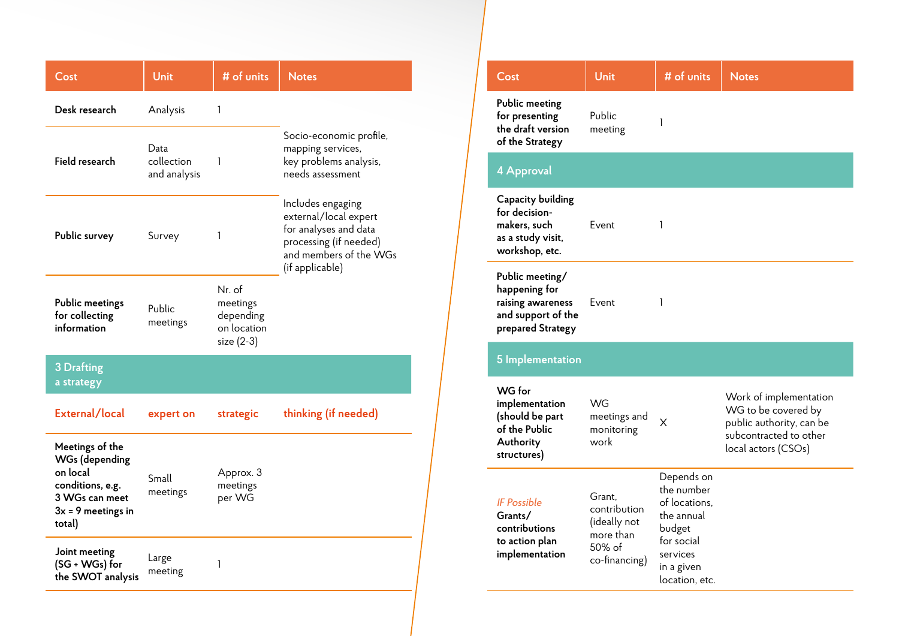| Cost | Unit | # of units | Notes |
|---|---|---|---|
| **Desk research** | Analysis | 1 | Socio-economic profile, mapping services, key problems analysis, needs assessment |
| **Field research** | Data collection and analysis | 1 | |
| **Public survey** | Survey | 1 | Includes engaging external/local expert for analyses and data processing (if needed) and members of the WGs (if applicable) |
| **Public meetings for collecting information** | Public meetings | Nr. of meetings depending on location size (2-3) | |
| **3 Drafting a strategy** | | | |
| External/local | expert on | strategic | thinking (if needed) |
| **Meetings of the WGs (depending on local conditions, e.g. 3 WGs can meet 3x = 9 meetings in total)** | Small meetings | Approx. 3 meetings per WG | |
| **Joint meeting (SG + WGs) for the SWOT analysis** | Large meeting | 1 | |

| Cost | Unit | # of units | Notes |
|---|---|---|---|
| **Public meeting for presenting the draft version of the Strategy** | Public meeting | 1 | |
| **4 Approval** | | | |
| **Capacity building for decision-makers, such as a study visit, workshop, etc.** | Event | 1 | |
| **Public meeting/ happening for raising awareness and support of the prepared Strategy** | Event | 1 | |
| **5 Implementation** | | | |
| **WG for implementation (should be part of the Public Authority structures)** | WG meetings and monitoring work | X | Work of implementation WG to be covered by public authority, can be subcontracted to other local actors (CSOs) |
| *IF Possible* **Grants/ contributions to action plan implementation** | Grant, contribution (ideally not more than 50% of co-financing) | Depends on the number of locations, the annual budget for social services in a given location, etc. | |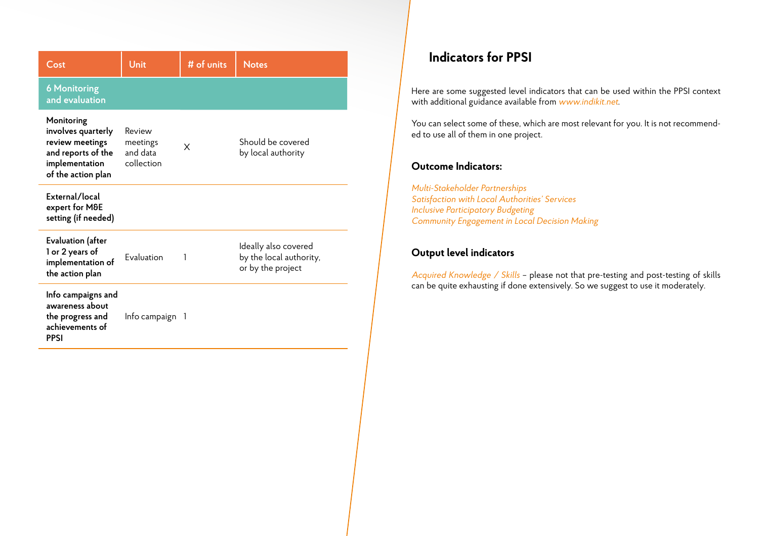| Cost | Unit | # of units | Notes |
|---|---|---|---|
| **6 Monitoring and evaluation** | | | |
| **Monitoring involves quarterly review meetings and reports of the implementation of the action plan** | Review meetings and data collection | X | Should be covered by local authority |
| **External/local expert for M&E setting (if needed)** | | | |
| **Evaluation (after 1 or 2 years of implementation of the action plan** | Evaluation | 1 | Ideally also covered by the local authority, or by the project |
| **Info campaigns and awareness about the progress and achievements of PPSI** | Info campaign | 1 | |

## Indicators for PPSI

Here are some suggested level indicators that can be used within the PPSI context with additional guidance available from *www.indikit.net*.

You can select some of these, which are most relevant for you. It is not recommended to use all of them in one project.

### Outcome Indicators:

*Multi-Stakeholder Partnerships*
*Satisfaction with Local Authorities' Services*
*Inclusive Participatory Budgeting*
*Community Engagement in Local Decision Making*

### Output level indicators

*Acquired Knowledge / Skills* – please not that pre-testing and post-testing of skills can be quite exhausting if done extensively. So we suggest to use it moderately.